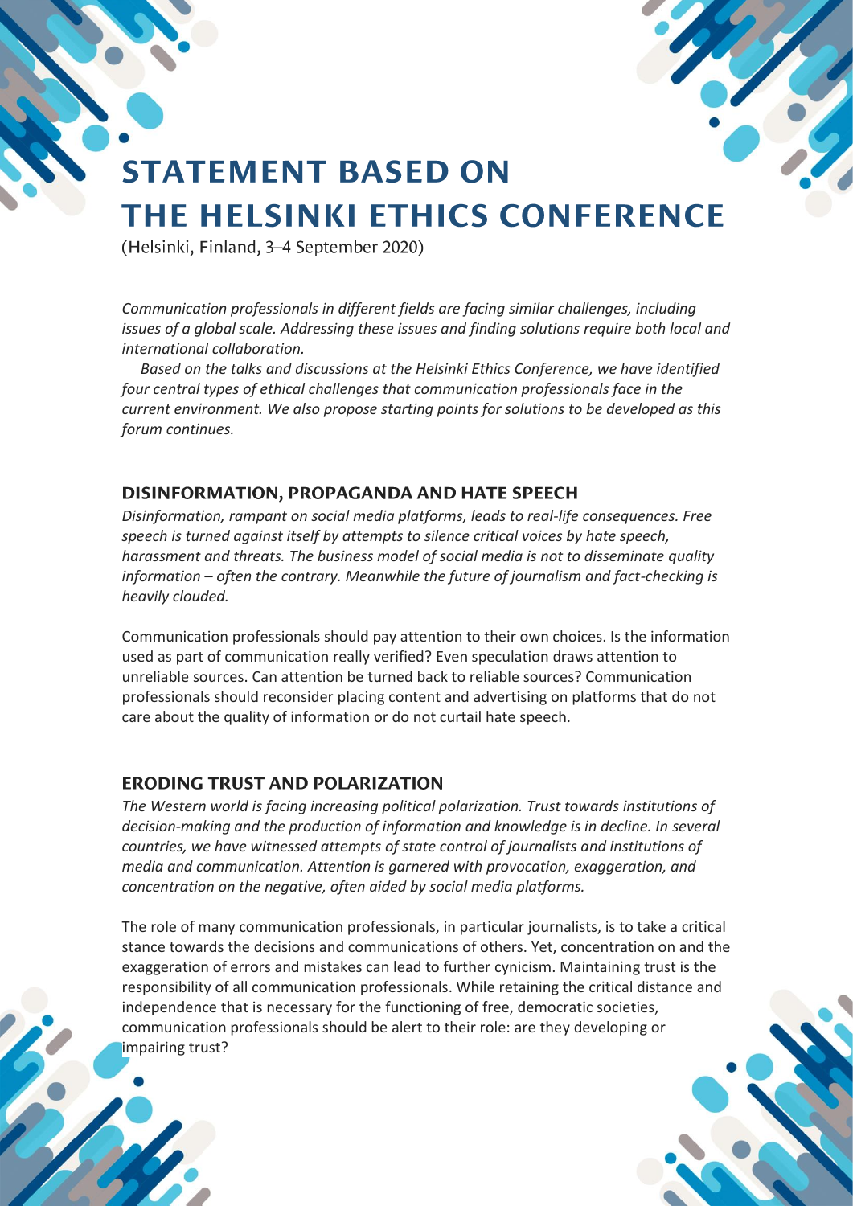# STATEMENT BASED ON THE HELSINKI ETHICS CONFERENCE

(Helsinki, Finland, 3–4 September 2020)

*Communication professionals in different fields are facing similar challenges, including issues of a global scale. Addressing these issues and finding solutions require both local and international collaboration.*

*Based on the talks and discussions at the Helsinki Ethics Conference, we have identified four central types of ethical challenges that communication professionals face in the current environment. We also propose starting points for solutions to be developed as this forum continues.*

## DISINFORMATION, PROPAGANDA AND HATE SPEECH

*Disinformation, rampant on social media platforms, leads to real-life consequences. Free speech is turned against itself by attempts to silence critical voices by hate speech, harassment and threats. The business model of social media is not to disseminate quality information – often the contrary. Meanwhile the future of journalism and fact-checking is heavily clouded.*

Communication professionals should pay attention to their own choices. Is the information used as part of communication really verified? Even speculation draws attention to unreliable sources. Can attention be turned back to reliable sources? Communication professionals should reconsider placing content and advertising on platforms that do not care about the quality of information or do not curtail hate speech.

## ERODING TRUST AND POLARIZATION

*The Western world is facing increasing political polarization. Trust towards institutions of decision-making and the production of information and knowledge is in decline. In several countries, we have witnessed attempts of state control of journalists and institutions of media and communication. Attention is garnered with provocation, exaggeration, and concentration on the negative, often aided by social media platforms.*

The role of many communication professionals, in particular journalists, is to take a critical stance towards the decisions and communications of others. Yet, concentration on and the exaggeration of errors and mistakes can lead to further cynicism. Maintaining trust is the responsibility of all communication professionals. While retaining the critical distance and independence that is necessary for the functioning of free, democratic societies, communication professionals should be alert to their role: are they developing or impairing trust?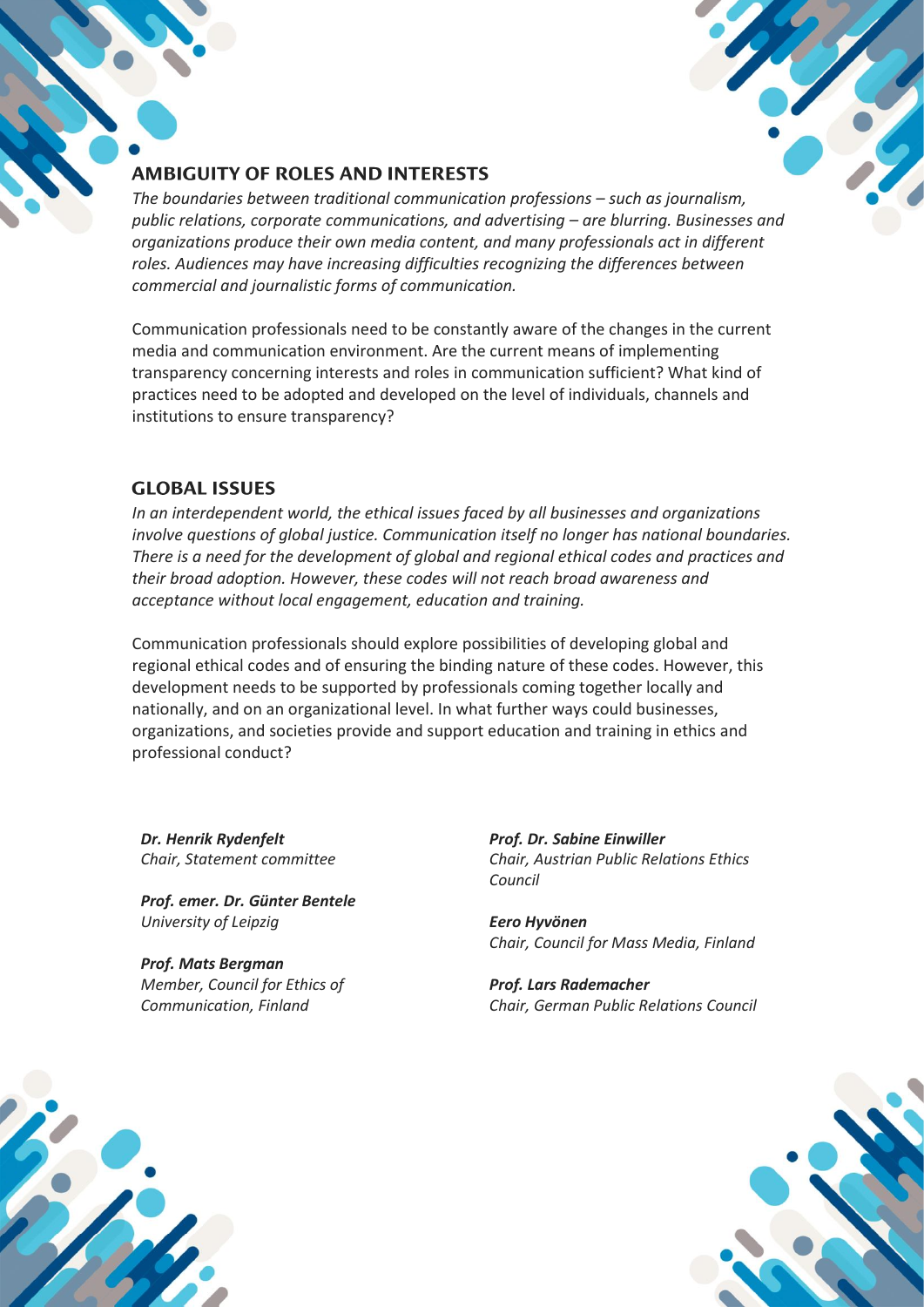## AMBIGUITY OF ROLES AND INTERESTS

*The boundaries between traditional communication professions – such as journalism, public relations, corporate communications, and advertising – are blurring. Businesses and organizations produce their own media content, and many professionals act in different roles. Audiences may have increasing difficulties recognizing the differences between commercial and journalistic forms of communication.*

Communication professionals need to be constantly aware of the changes in the current media and communication environment. Are the current means of implementing transparency concerning interests and roles in communication sufficient? What kind of practices need to be adopted and developed on the level of individuals, channels and institutions to ensure transparency?

## GLOBAL ISSUES

*In an interdependent world, the ethical issues faced by all businesses and organizations involve questions of global justice. Communication itself no longer has national boundaries. There is a need for the development of global and regional ethical codes and practices and their broad adoption. However, these codes will not reach broad awareness and acceptance without local engagement, education and training.*

Communication professionals should explore possibilities of developing global and regional ethical codes and of ensuring the binding nature of these codes. However, this development needs to be supported by professionals coming together locally and nationally, and on an organizational level. In what further ways could businesses, organizations, and societies provide and support education and training in ethics and professional conduct?

***Dr. Henrik Rydenfelt***
*Chair, Statement committee*

***Prof. emer. Dr. Günter Bentele***
*University of Leipzig*

***Prof. Mats Bergman***
*Member, Council for Ethics of Communication, Finland*

***Prof. Dr. Sabine Einwiller***
*Chair, Austrian Public Relations Ethics Council*

***Eero Hyvönen***
*Chair, Council for Mass Media, Finland*

***Prof. Lars Rademacher***
*Chair, German Public Relations Council*